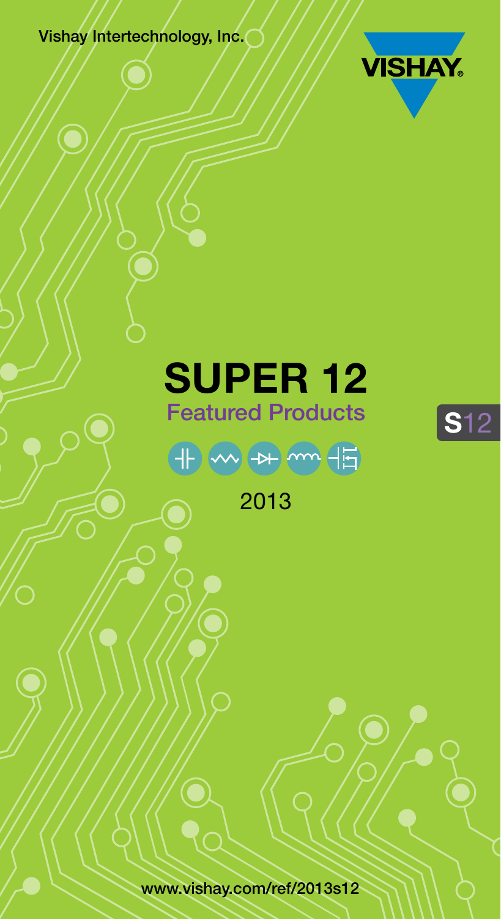Vishay Intertechnology, Inc.

VISHAY

# SUPER 12

## Featured Products

2013

S12

www.vishay.com/ref/2013s12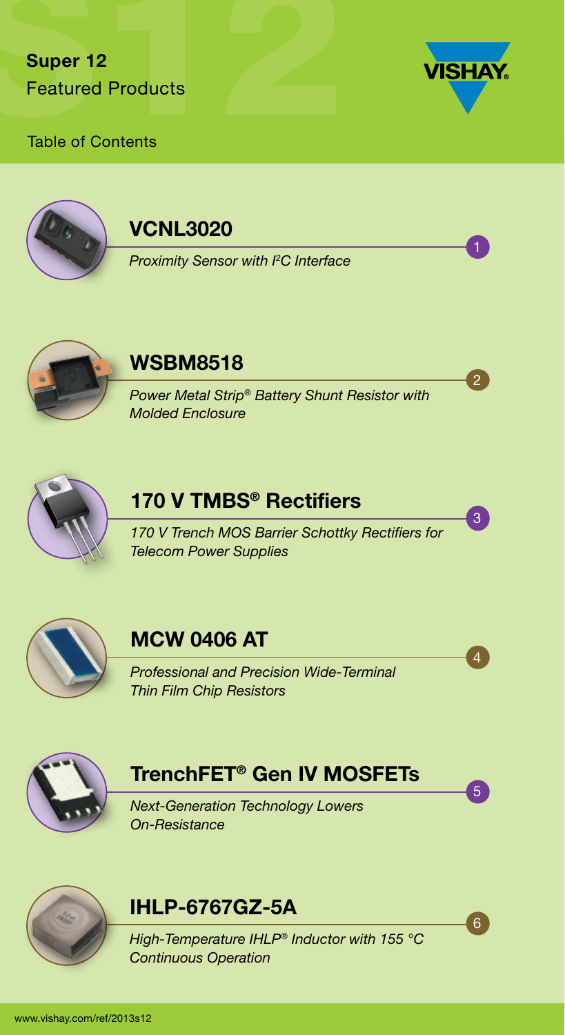**Super 12**
Featured Products

Table of Contents

## VCNL3020

*Proximity Sensor with I²C Interface* — 1

## WSBM8518

*Power Metal Strip® Battery Shunt Resistor with Molded Enclosure* — 2

## 170 V TMBS® Rectifiers

*170 V Trench MOS Barrier Schottky Rectifiers for Telecom Power Supplies* — 3

## MCW 0406 AT

*Professional and Precision Wide-Terminal Thin Film Chip Resistors* — 4

## TrenchFET® Gen IV MOSFETs

*Next-Generation Technology Lowers On-Resistance* — 5

## IHLP-6767GZ-5A

*High-Temperature IHLP® Inductor with 155 °C Continuous Operation* — 6

www.vishay.com/ref/2013s12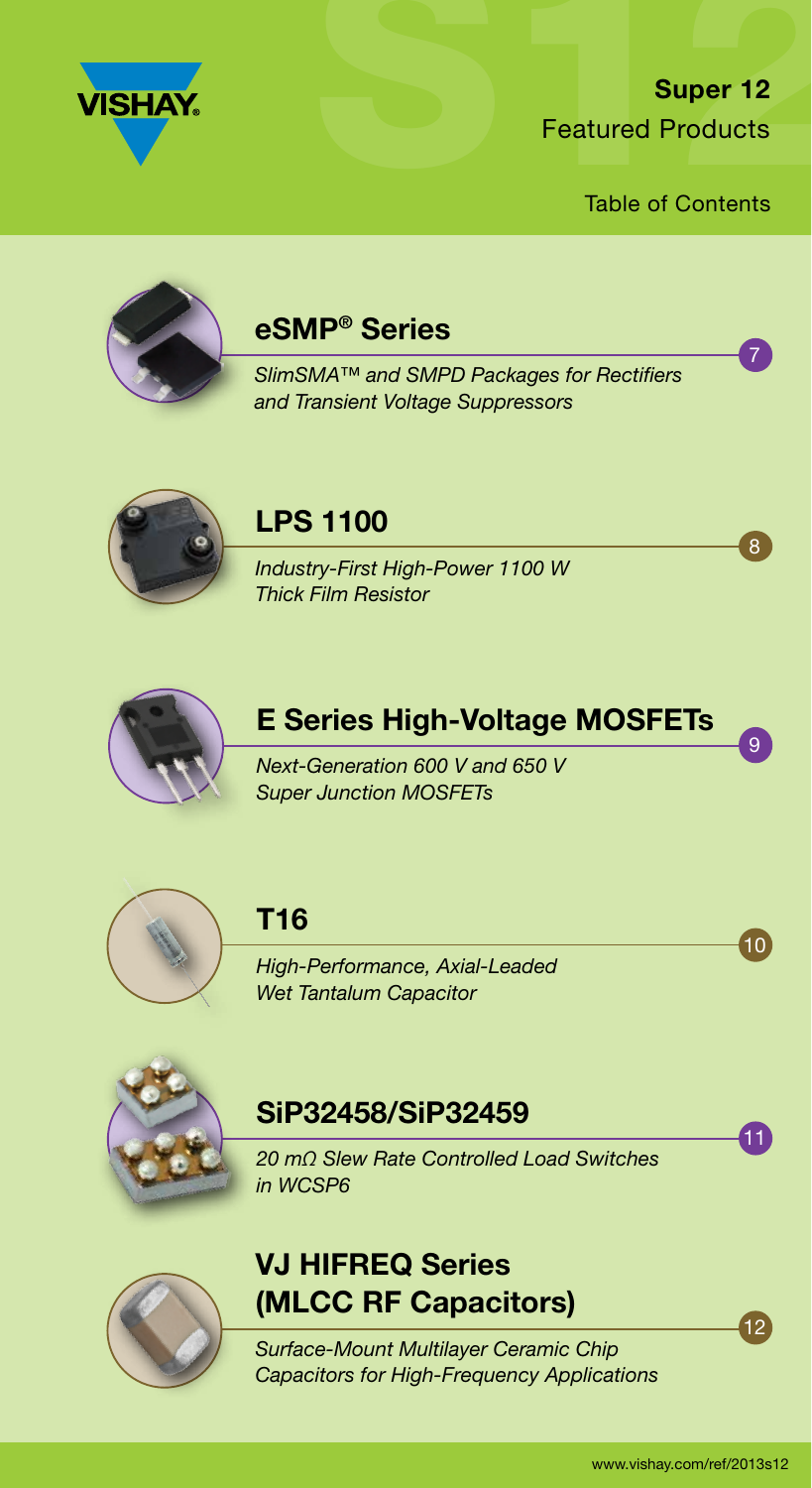**Super 12**
Featured Products

Table of Contents

## eSMP® Series

*SlimSMA™ and SMPD Packages for Rectifiers and Transient Voltage Suppressors* — 7

## LPS 1100

*Industry-First High-Power 1100 W Thick Film Resistor* — 8

## E Series High-Voltage MOSFETs

*Next-Generation 600 V and 650 V Super Junction MOSFETs* — 9

## T16

*High-Performance, Axial-Leaded Wet Tantalum Capacitor* — 10

## SiP32458/SiP32459

*20 mΩ Slew Rate Controlled Load Switches in WCSP6* — 11

## VJ HIFREQ Series (MLCC RF Capacitors)

*Surface-Mount Multilayer Ceramic Chip Capacitors for High-Frequency Applications* — 12

www.vishay.com/ref/2013s12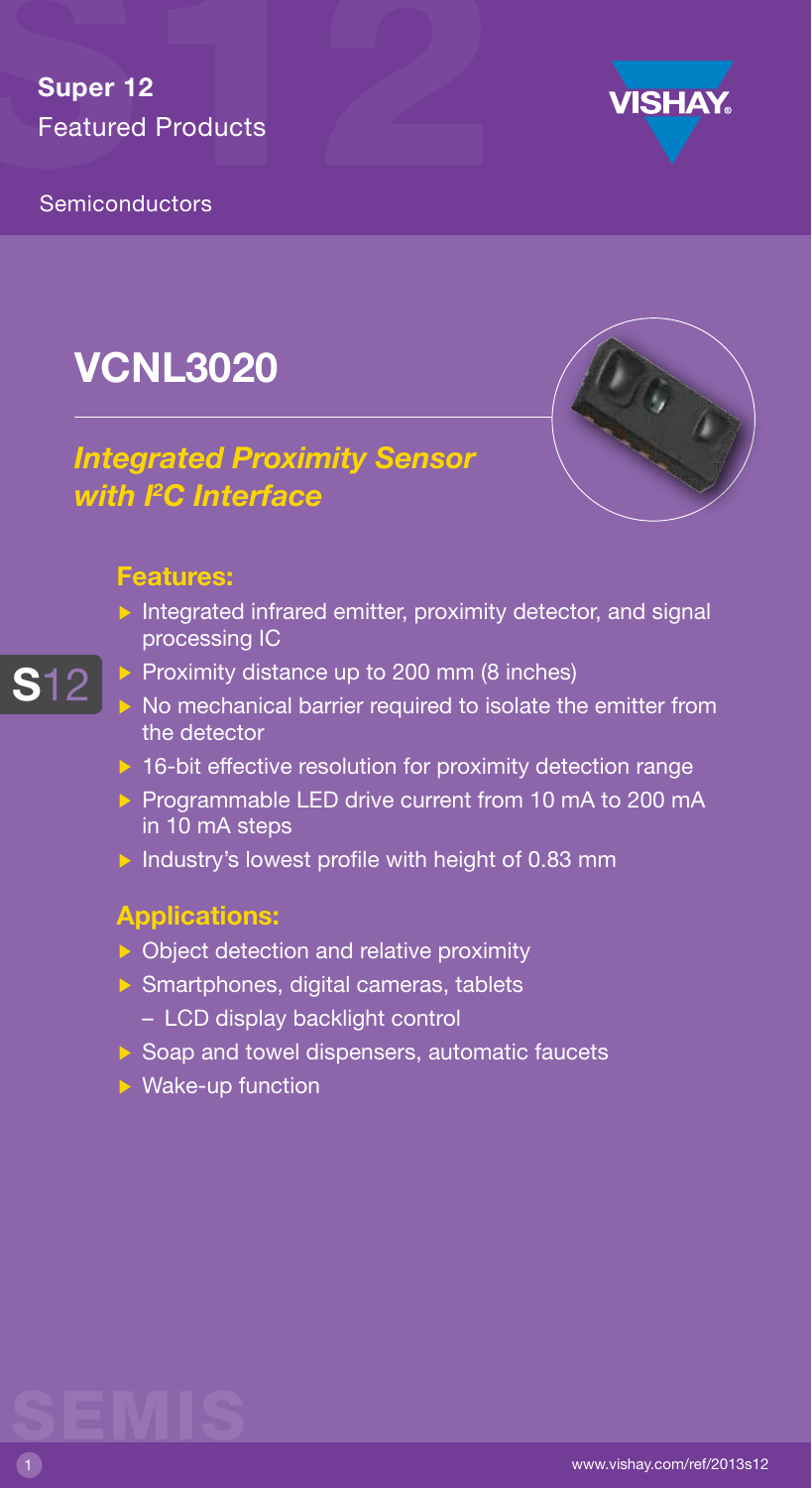**Super 12**
Featured Products

Semiconductors

# VCNL3020

## *Integrated Proximity Sensor with $I^2C$ Interface*

### Features:

- Integrated infrared emitter, proximity detector, and signal processing IC
- Proximity distance up to 200 mm (8 inches)
- No mechanical barrier required to isolate the emitter from the detector
- 16-bit effective resolution for proximity detection range
- Programmable LED drive current from 10 mA to 200 mA in 10 mA steps
- Industry's lowest profile with height of 0.83 mm

### Applications:

- Object detection and relative proximity
- Smartphones, digital cameras, tablets
  - LCD display backlight control
- Soap and towel dispensers, automatic faucets
- Wake-up function

www.vishay.com/ref/2013s12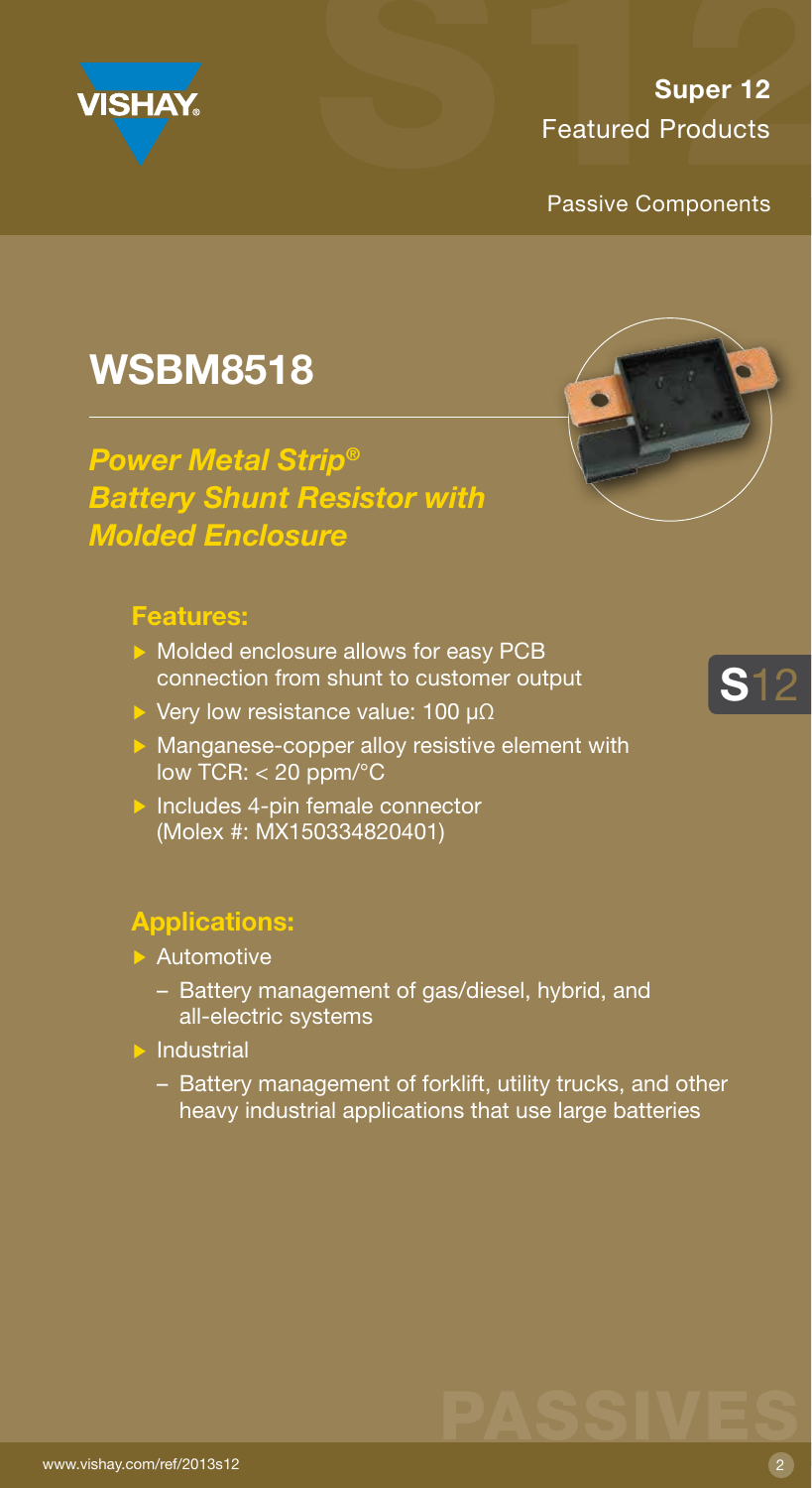Super 12
Featured Products

Passive Components

# WSBM8518

## *Power Metal Strip® Battery Shunt Resistor with Molded Enclosure*

### Features:

- Molded enclosure allows for easy PCB connection from shunt to customer output
- Very low resistance value: 100 μΩ
- Manganese-copper alloy resistive element with low TCR: < 20 ppm/°C
- Includes 4-pin female connector (Molex #: MX150334820401)

### Applications:

- Automotive
  - Battery management of gas/diesel, hybrid, and all-electric systems
- Industrial
  - Battery management of forklift, utility trucks, and other heavy industrial applications that use large batteries

www.vishay.com/ref/2013s12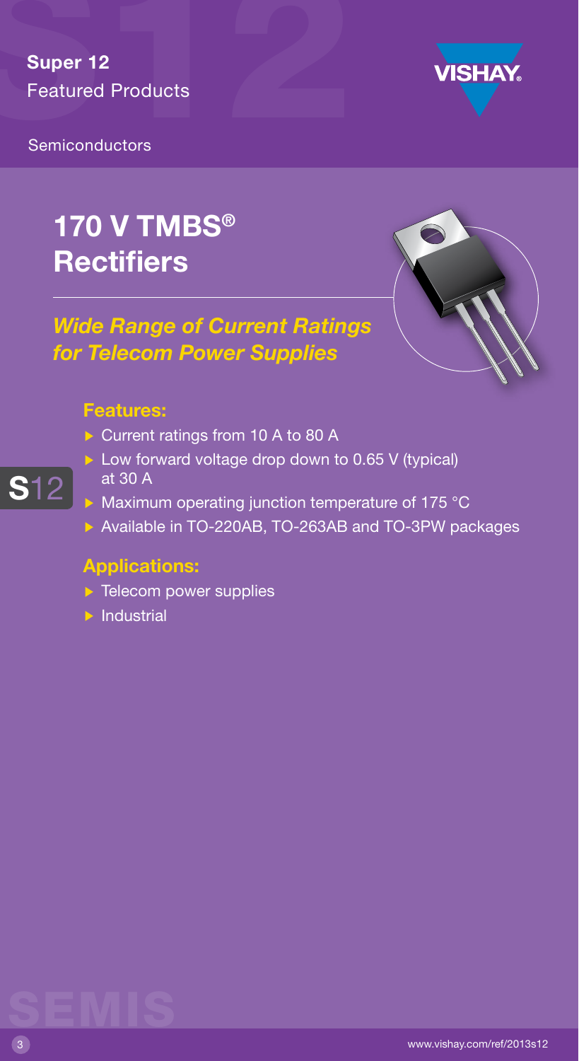# 170 V TMBS® Rectifiers

## *Wide Range of Current Ratings for Telecom Power Supplies*

### Features:

- Current ratings from 10 A to 80 A
- Low forward voltage drop down to 0.65 V (typical) at 30 A
- Maximum operating junction temperature of 175 °C
- Available in TO-220AB, TO-263AB and TO-3PW packages

### Applications:

- Telecom power supplies
- Industrial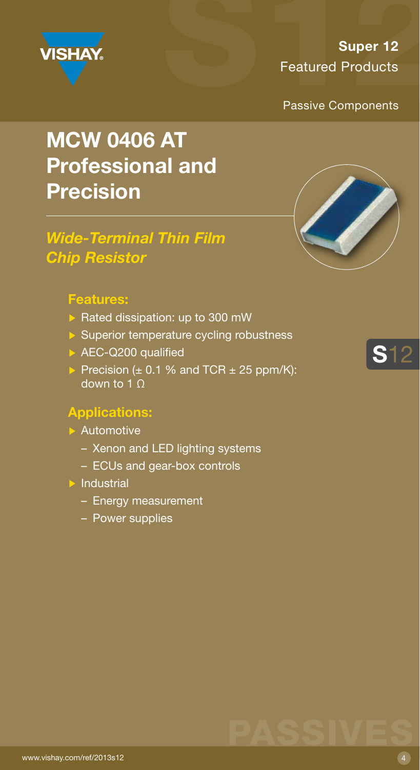**Super 12**
Featured Products

Passive Components

# MCW 0406 AT Professional and Precision

## *Wide-Terminal Thin Film Chip Resistor*

### Features:

- Rated dissipation: up to 300 mW
- Superior temperature cycling robustness
- AEC-Q200 qualified
- Precision (± 0.1 % and TCR ± 25 ppm/K): down to 1 Ω

### Applications:

- Automotive
  - Xenon and LED lighting systems
  - ECUs and gear-box controls
- Industrial
  - Energy measurement
  - Power supplies

www.vishay.com/ref/2013s12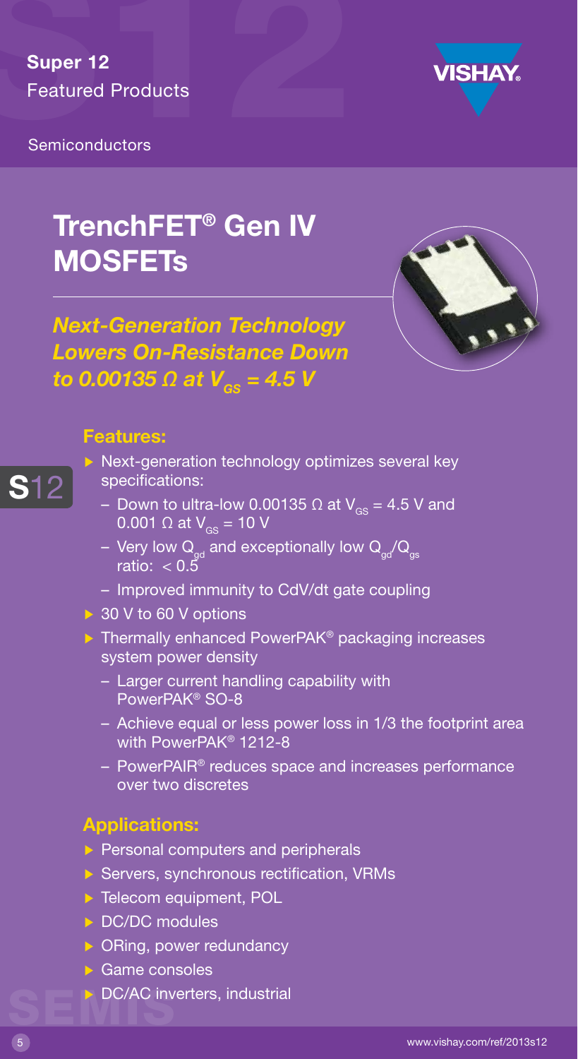**Super 12**
Featured Products

Semiconductors

# TrenchFET® Gen IV MOSFETs

***Next-Generation Technology Lowers On-Resistance Down to 0.00135 Ω at $V_{GS}$ = 4.5 V***

## Features:

- Next-generation technology optimizes several key specifications:
  - Down to ultra-low 0.00135 Ω at $V_{GS}$ = 4.5 V and 0.001 Ω at $V_{GS}$ = 10 V
  - Very low $Q_{gd}$ and exceptionally low $Q_{gd}/Q_{gs}$ ratio: < 0.5
  - Improved immunity to CdV/dt gate coupling
- 30 V to 60 V options
- Thermally enhanced PowerPAK® packaging increases system power density
  - Larger current handling capability with PowerPAK® SO-8
  - Achieve equal or less power loss in 1/3 the footprint area with PowerPAK® 1212-8
  - PowerPAIR® reduces space and increases performance over two discretes

## Applications:

- Personal computers and peripherals
- Servers, synchronous rectification, VRMs
- Telecom equipment, POL
- DC/DC modules
- ORing, power redundancy
- Game consoles
- DC/AC inverters, industrial

www.vishay.com/ref/2013s12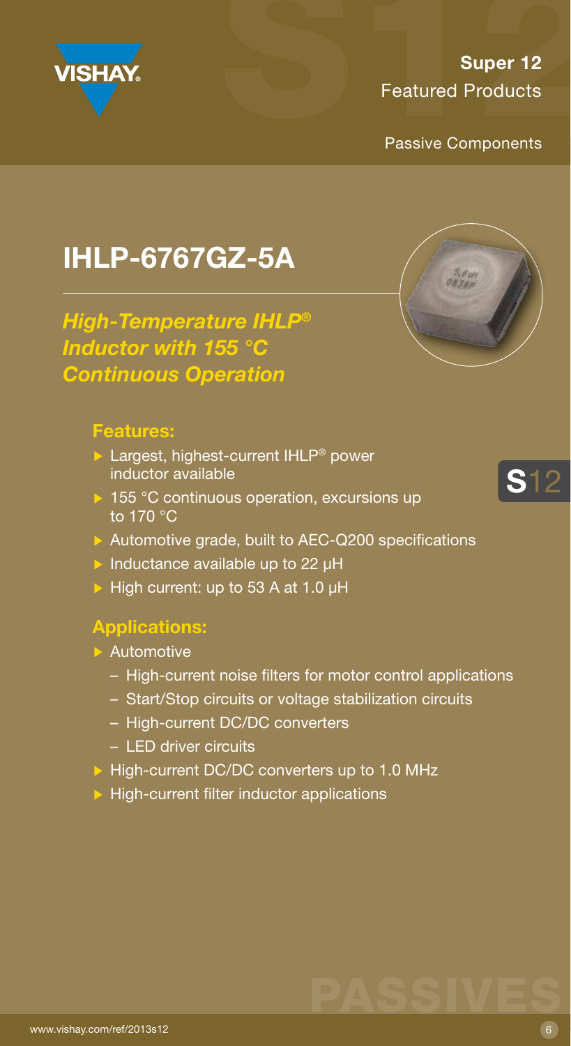Super 12
Featured Products

Passive Components

# IHLP-6767GZ-5A

*High-Temperature IHLP® Inductor with 155 °C Continuous Operation*

## Features:

- Largest, highest-current IHLP® power inductor available
- 155 °C continuous operation, excursions up to 170 °C
- Automotive grade, built to AEC-Q200 specifications
- Inductance available up to 22 µH
- High current: up to 53 A at 1.0 µH

## Applications:

- Automotive
  - High-current noise filters for motor control applications
  - Start/Stop circuits or voltage stabilization circuits
  - High-current DC/DC converters
  - LED driver circuits
- High-current DC/DC converters up to 1.0 MHz
- High-current filter inductor applications

www.vishay.com/ref/2013s12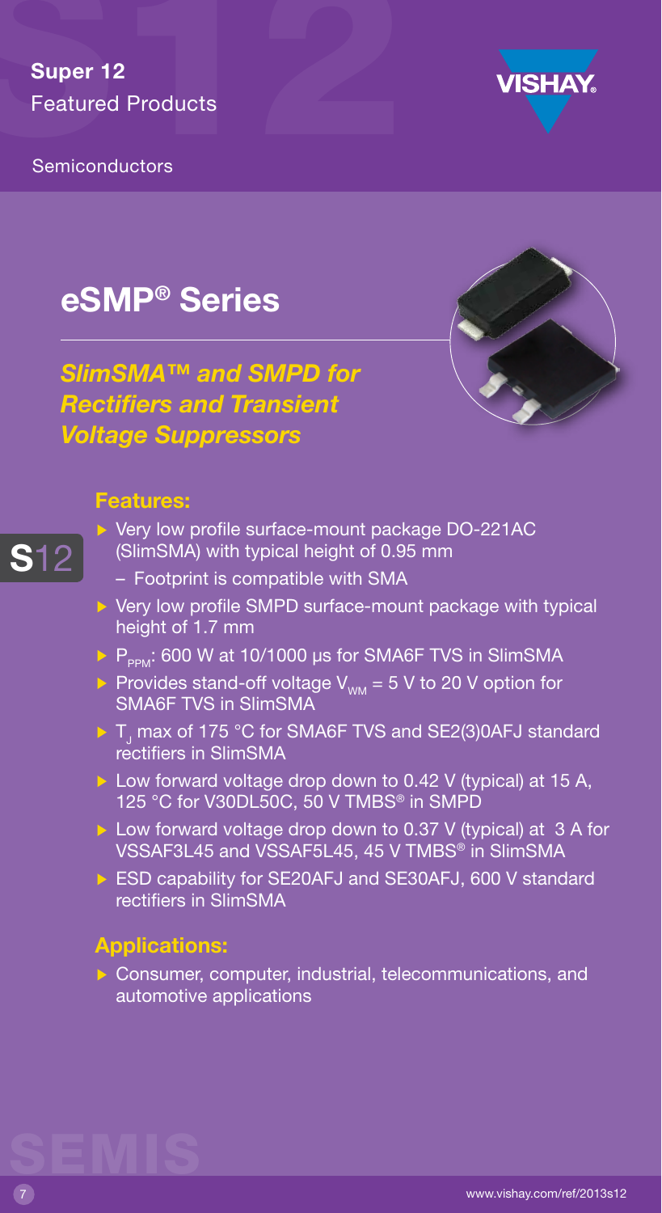Super 12
Featured Products

Semiconductors

# eSMP® Series

*SlimSMA™ and SMPD for Rectifiers and Transient Voltage Suppressors*

### Features:

- Very low profile surface-mount package DO-221AC (SlimSMA) with typical height of 0.95 mm
  - Footprint is compatible with SMA
- Very low profile SMPD surface-mount package with typical height of 1.7 mm
- $P_{PPM}$: 600 W at 10/1000 µs for SMA6F TVS in SlimSMA
- Provides stand-off voltage $V_{WM}$ = 5 V to 20 V option for SMA6F TVS in SlimSMA
- $T_J$ max of 175 °C for SMA6F TVS and SE2(3)0AFJ standard rectifiers in SlimSMA
- Low forward voltage drop down to 0.42 V (typical) at 15 A, 125 °C for V30DL50C, 50 V TMBS® in SMPD
- Low forward voltage drop down to 0.37 V (typical) at 3 A for VSSAF3L45 and VSSAF5L45, 45 V TMBS® in SlimSMA
- ESD capability for SE20AFJ and SE30AFJ, 600 V standard rectifiers in SlimSMA

### Applications:

- Consumer, computer, industrial, telecommunications, and automotive applications

www.vishay.com/ref/2013s12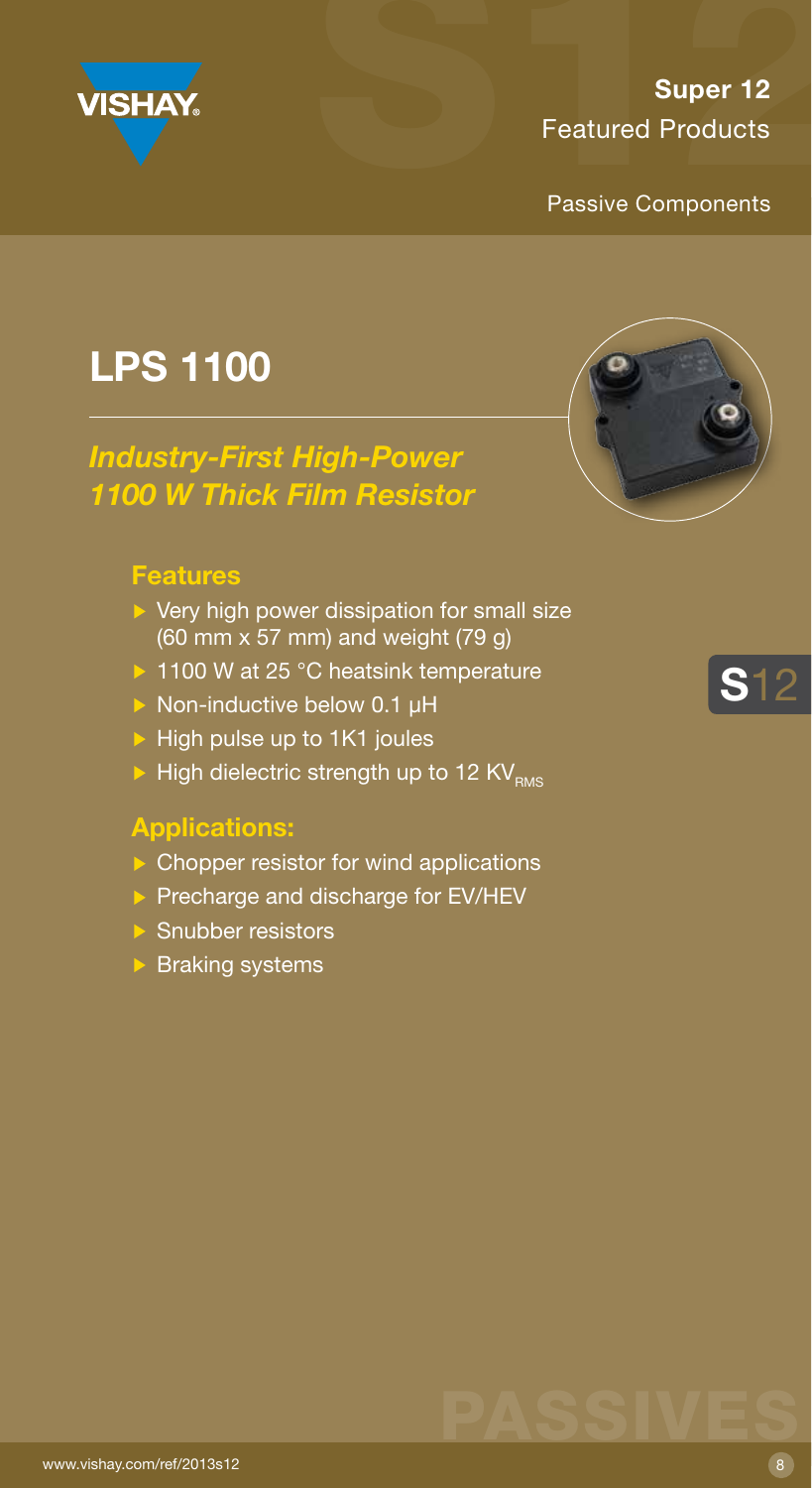Super 12
Featured Products

Passive Components

# LPS 1100

## *Industry-First High-Power 1100 W Thick Film Resistor*

### Features

- Very high power dissipation for small size (60 mm x 57 mm) and weight (79 g)
- 1100 W at 25 °C heatsink temperature
- Non-inductive below 0.1 µH
- High pulse up to 1K1 joules
- High dielectric strength up to 12 $KV_{RMS}$

### Applications:

- Chopper resistor for wind applications
- Precharge and discharge for EV/HEV
- Snubber resistors
- Braking systems

S12

PASSIVES

www.vishay.com/ref/2013s12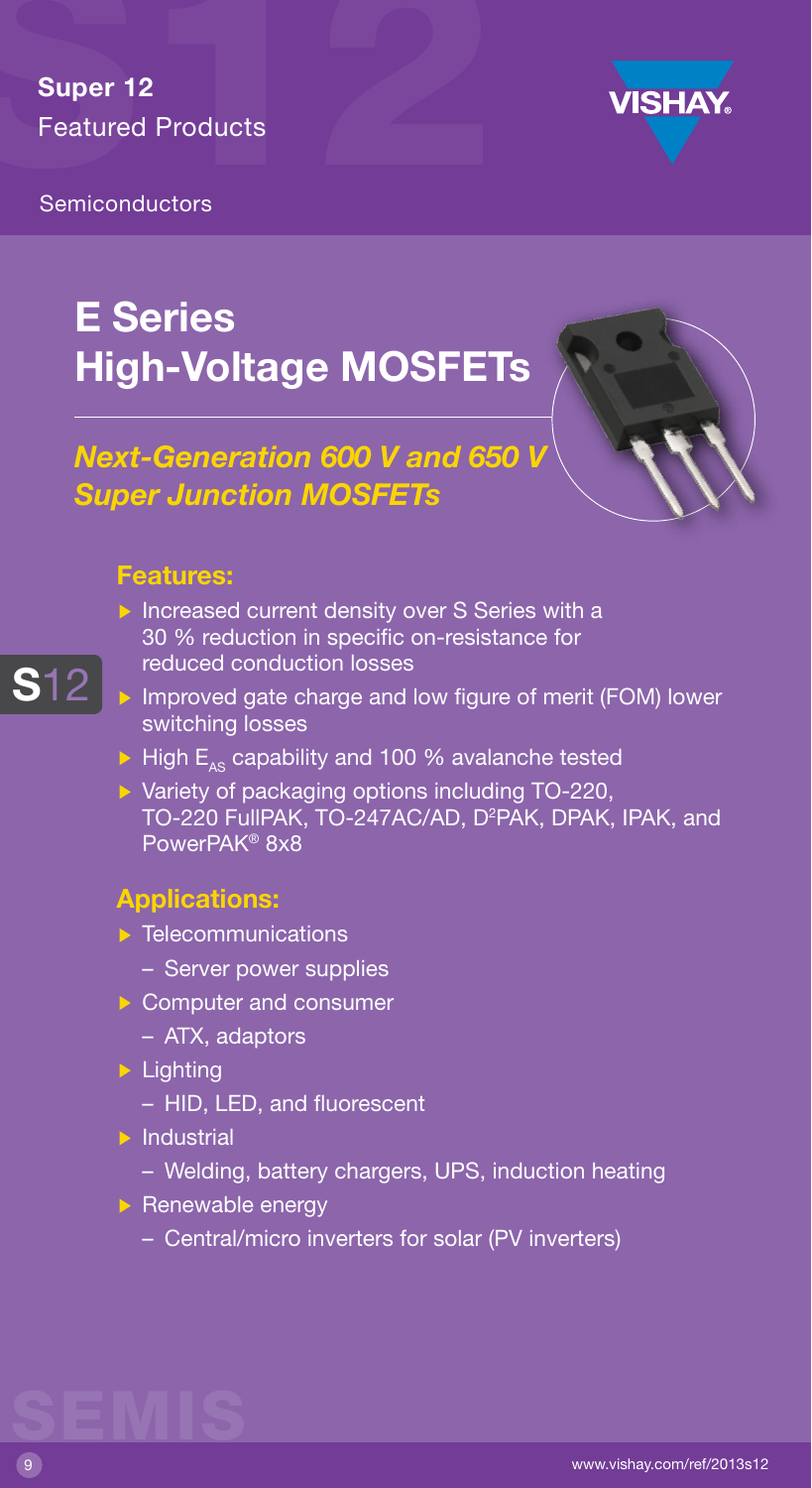Super 12
Featured Products

Semiconductors

# E Series High-Voltage MOSFETs

## *Next-Generation 600 V and 650 V Super Junction MOSFETs*

### Features:

- Increased current density over S Series with a 30 % reduction in specific on-resistance for reduced conduction losses
- Improved gate charge and low figure of merit (FOM) lower switching losses
- High $E_{AS}$ capability and 100 % avalanche tested
- Variety of packaging options including TO-220, TO-220 FullPAK, TO-247AC/AD, D²PAK, DPAK, IPAK, and PowerPAK® 8x8

### Applications:

- Telecommunications
  - Server power supplies
- Computer and consumer
  - ATX, adaptors
- Lighting
  - HID, LED, and fluorescent
- Industrial
  - Welding, battery chargers, UPS, induction heating
- Renewable energy
  - Central/micro inverters for solar (PV inverters)

www.vishay.com/ref/2013s12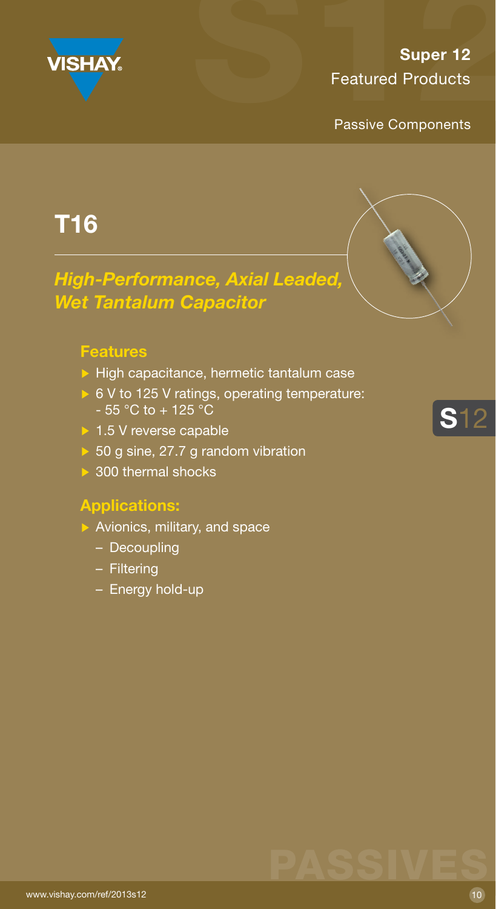Super 12
Featured Products

Passive Components

# T16

## *High-Performance, Axial Leaded, Wet Tantalum Capacitor*

### Features

- High capacitance, hermetic tantalum case
- 6 V to 125 V ratings, operating temperature: - 55 °C to + 125 °C
- 1.5 V reverse capable
- 50 g sine, 27.7 g random vibration
- 300 thermal shocks

### Applications:

- Avionics, military, and space
  - Decoupling
  - Filtering
  - Energy hold-up

www.vishay.com/ref/2013s12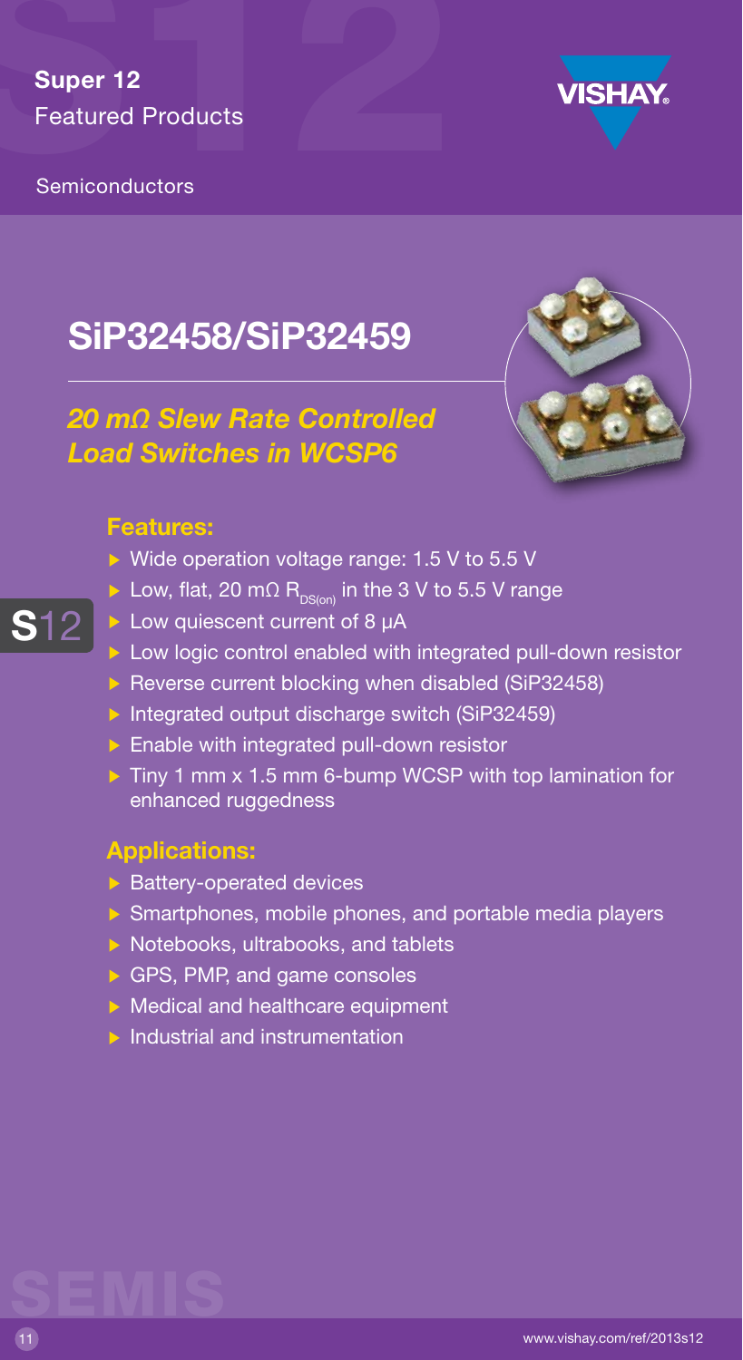**Super 12**
Featured Products

Semiconductors

# SiP32458/SiP32459

## *20 mΩ Slew Rate Controlled Load Switches in WCSP6*

### Features:

- Wide operation voltage range: 1.5 V to 5.5 V
- Low, flat, 20 mΩ $R_{DS(on)}$ in the 3 V to 5.5 V range
- Low quiescent current of 8 µA
- Low logic control enabled with integrated pull-down resistor
- Reverse current blocking when disabled (SiP32458)
- Integrated output discharge switch (SiP32459)
- Enable with integrated pull-down resistor
- Tiny 1 mm x 1.5 mm 6-bump WCSP with top lamination for enhanced ruggedness

### Applications:

- Battery-operated devices
- Smartphones, mobile phones, and portable media players
- Notebooks, ultrabooks, and tablets
- GPS, PMP, and game consoles
- Medical and healthcare equipment
- Industrial and instrumentation

www.vishay.com/ref/2013s12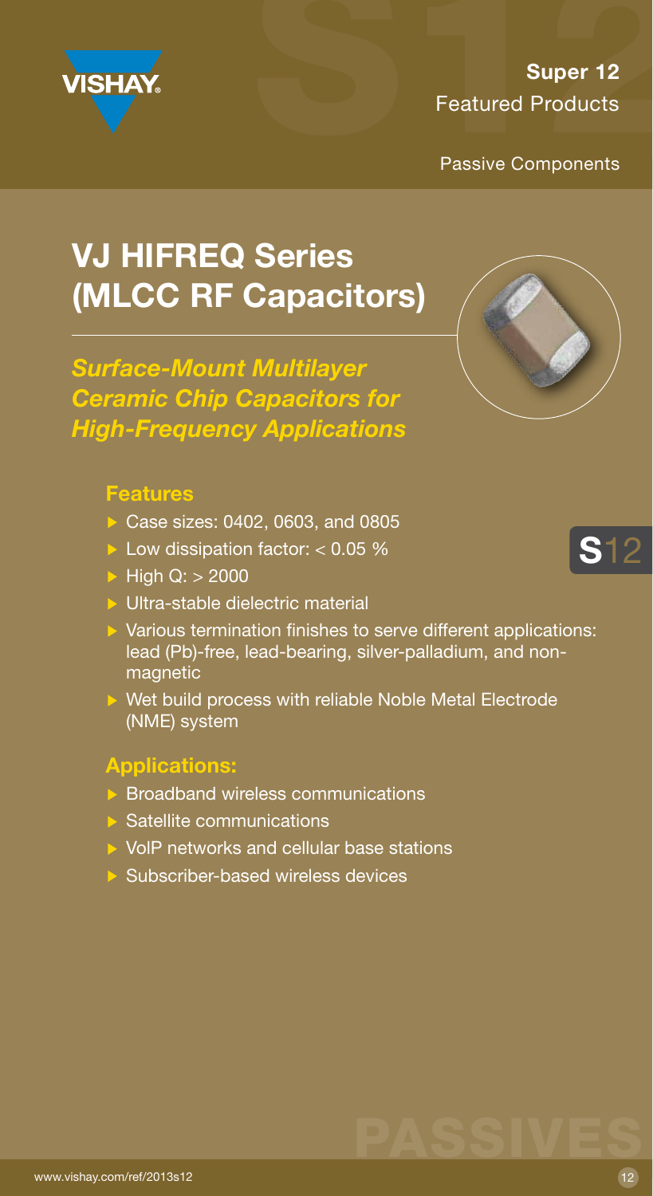Super 12
Featured Products

Passive Components

# VJ HIFREQ Series (MLCC RF Capacitors)

***Surface-Mount Multilayer Ceramic Chip Capacitors for High-Frequency Applications***

## Features

- Case sizes: 0402, 0603, and 0805
- Low dissipation factor: < 0.05 %
- High Q: > 2000
- Ultra-stable dielectric material
- Various termination finishes to serve different applications: lead (Pb)-free, lead-bearing, silver-palladium, and non-magnetic
- Wet build process with reliable Noble Metal Electrode (NME) system

## Applications:

- Broadband wireless communications
- Satellite communications
- VoIP networks and cellular base stations
- Subscriber-based wireless devices

www.vishay.com/ref/2013s12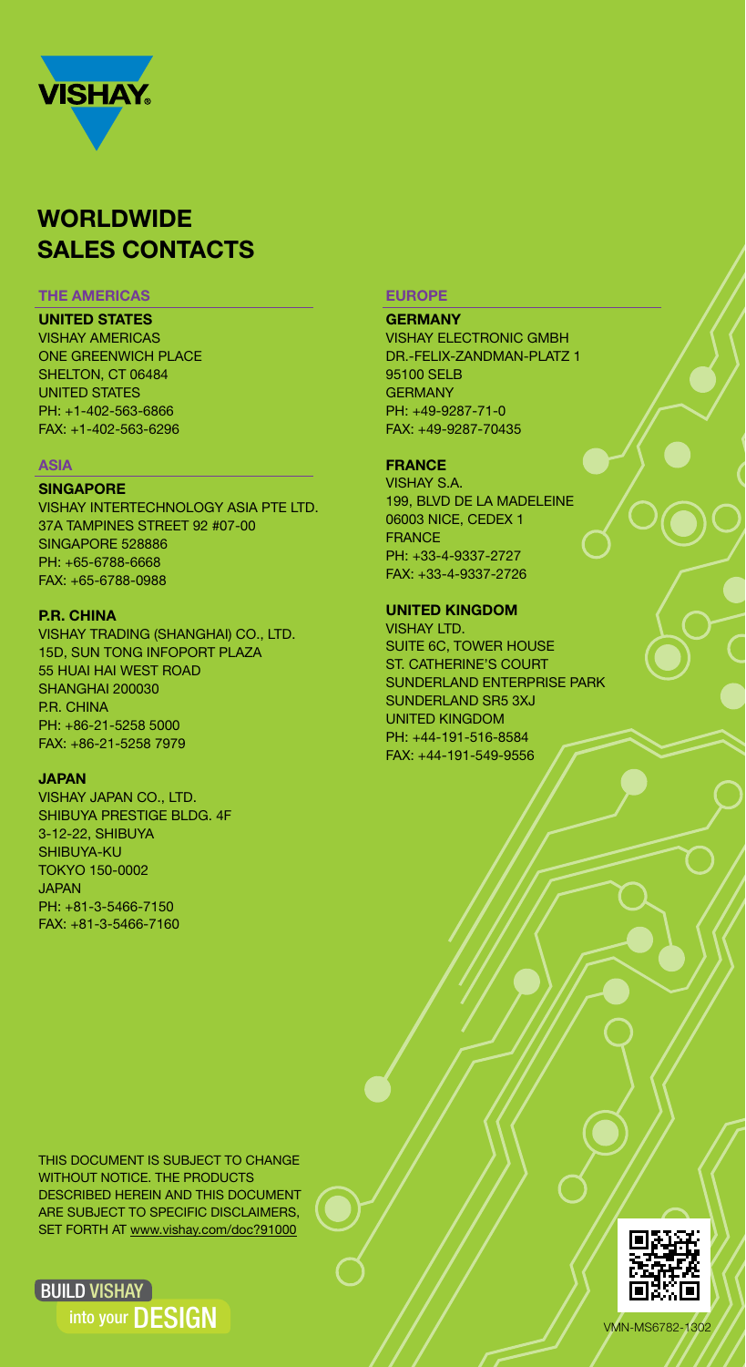# WORLDWIDE SALES CONTACTS

## THE AMERICAS

### UNITED STATES

VISHAY AMERICAS
ONE GREENWICH PLACE
SHELTON, CT 06484
UNITED STATES
PH: +1-402-563-6866
FAX: +1-402-563-6296

## ASIA

### SINGAPORE

VISHAY INTERTECHNOLOGY ASIA PTE LTD.
37A TAMPINES STREET 92 #07-00
SINGAPORE 528886
PH: +65-6788-6668
FAX: +65-6788-0988

### P.R. CHINA

VISHAY TRADING (SHANGHAI) CO., LTD.
15D, SUN TONG INFOPORT PLAZA
55 HUAI HAI WEST ROAD
SHANGHAI 200030
P.R. CHINA
PH: +86-21-5258 5000
FAX: +86-21-5258 7979

### JAPAN

VISHAY JAPAN CO., LTD.
SHIBUYA PRESTIGE BLDG. 4F
3-12-22, SHIBUYA
SHIBUYA-KU
TOKYO 150-0002
JAPAN
PH: +81-3-5466-7150
FAX: +81-3-5466-7160

## EUROPE

### GERMANY

VISHAY ELECTRONIC GMBH
DR.-FELIX-ZANDMAN-PLATZ 1
95100 SELB
GERMANY
PH: +49-9287-71-0
FAX: +49-9287-70435

### FRANCE

VISHAY S.A.
199, BLVD DE LA MADELEINE
06003 NICE, CEDEX 1
FRANCE
PH: +33-4-9337-2727
FAX: +33-4-9337-2726

### UNITED KINGDOM

VISHAY LTD.
SUITE 6C, TOWER HOUSE
ST. CATHERINE'S COURT
SUNDERLAND ENTERPRISE PARK
SUNDERLAND SR5 3XJ
UNITED KINGDOM
PH: +44-191-516-8584
FAX: +44-191-549-9556

THIS DOCUMENT IS SUBJECT TO CHANGE WITHOUT NOTICE. THE PRODUCTS DESCRIBED HEREIN AND THIS DOCUMENT ARE SUBJECT TO SPECIFIC DISCLAIMERS, SET FORTH AT www.vishay.com/doc?91000

BUILD VISHAY into your DESIGN

VMN-MS6782-1302